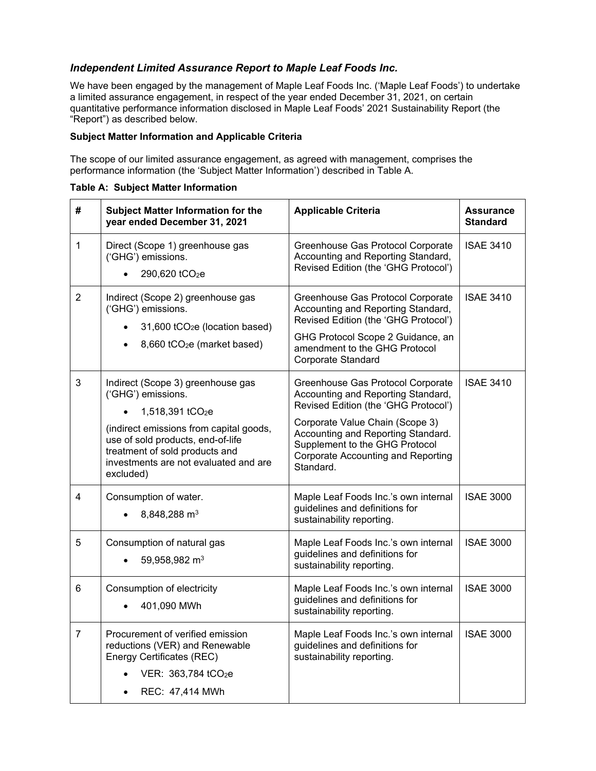## *Independent Limited Assurance Report to Maple Leaf Foods Inc.*

We have been engaged by the management of Maple Leaf Foods Inc. ('Maple Leaf Foods') to undertake a limited assurance engagement, in respect of the year ended December 31, 2021, on certain quantitative performance information disclosed in Maple Leaf Foods' 2021 Sustainability Report (the "Report") as described below.

**Subject Matter Information and Applicable Criteria**

The scope of our limited assurance engagement, as agreed with management, comprises the performance information (the 'Subject Matter Information') described in Table A.

**Table A: Subject Matter Information**

| # | Subject Matter Information for the year ended December 31, 2021 | Applicable Criteria | Assurance Standard |
|---|---|---|---|
| 1 | Direct (Scope 1) greenhouse gas ('GHG') emissions.<br>• 290,620 $tCO_2e$ | Greenhouse Gas Protocol Corporate Accounting and Reporting Standard, Revised Edition (the 'GHG Protocol') | ISAE 3410 |
| 2 | Indirect (Scope 2) greenhouse gas ('GHG') emissions.<br>• 31,600 $tCO_2e$ (location based)<br>• 8,660 $tCO_2e$ (market based) | Greenhouse Gas Protocol Corporate Accounting and Reporting Standard, Revised Edition (the 'GHG Protocol')<br>GHG Protocol Scope 2 Guidance, an amendment to the GHG Protocol Corporate Standard | ISAE 3410 |
| 3 | Indirect (Scope 3) greenhouse gas ('GHG') emissions.<br>• 1,518,391 $tCO_2e$<br>(indirect emissions from capital goods, use of sold products, end-of-life treatment of sold products and investments are not evaluated and are excluded) | Greenhouse Gas Protocol Corporate Accounting and Reporting Standard, Revised Edition (the 'GHG Protocol')<br>Corporate Value Chain (Scope 3) Accounting and Reporting Standard. Supplement to the GHG Protocol Corporate Accounting and Reporting Standard. | ISAE 3410 |
| 4 | Consumption of water.<br>• 8,848,288 $m^3$ | Maple Leaf Foods Inc.'s own internal guidelines and definitions for sustainability reporting. | ISAE 3000 |
| 5 | Consumption of natural gas<br>• 59,958,982 $m^3$ | Maple Leaf Foods Inc.'s own internal guidelines and definitions for sustainability reporting. | ISAE 3000 |
| 6 | Consumption of electricity<br>• 401,090 MWh | Maple Leaf Foods Inc.'s own internal guidelines and definitions for sustainability reporting. | ISAE 3000 |
| 7 | Procurement of verified emission reductions (VER) and Renewable Energy Certificates (REC)<br>• VER: 363,784 $tCO_2e$<br>• REC: 47,414 MWh | Maple Leaf Foods Inc.'s own internal guidelines and definitions for sustainability reporting. | ISAE 3000 |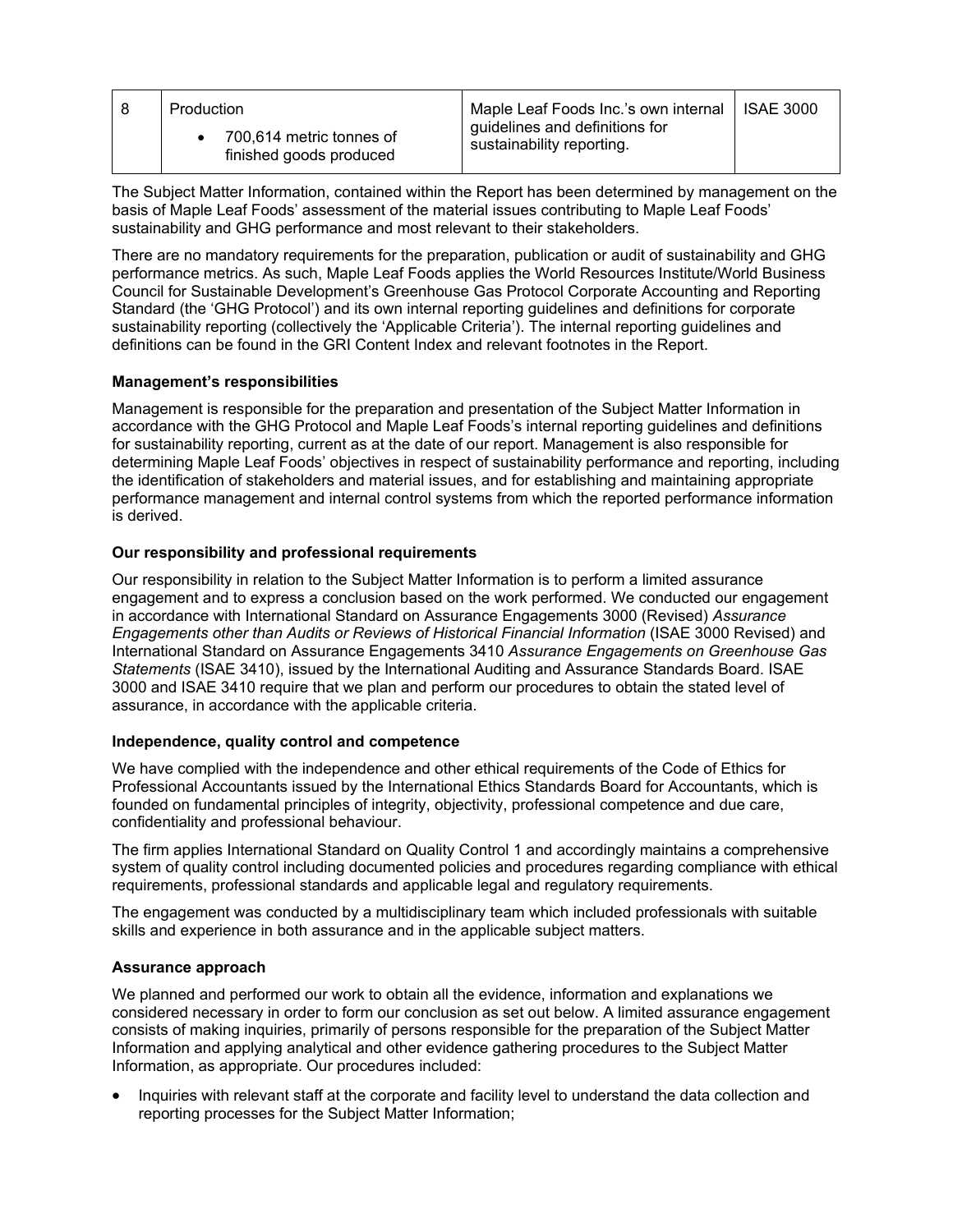| 8 | Production<br>• 700,614 metric tonnes of finished goods produced | Maple Leaf Foods Inc.'s own internal guidelines and definitions for sustainability reporting. | ISAE 3000 |
|---|---|---|---|

The Subject Matter Information, contained within the Report has been determined by management on the basis of Maple Leaf Foods' assessment of the material issues contributing to Maple Leaf Foods' sustainability and GHG performance and most relevant to their stakeholders.

There are no mandatory requirements for the preparation, publication or audit of sustainability and GHG performance metrics. As such, Maple Leaf Foods applies the World Resources Institute/World Business Council for Sustainable Development's Greenhouse Gas Protocol Corporate Accounting and Reporting Standard (the 'GHG Protocol') and its own internal reporting guidelines and definitions for corporate sustainability reporting (collectively the 'Applicable Criteria'). The internal reporting guidelines and definitions can be found in the GRI Content Index and relevant footnotes in the Report.

**Management's responsibilities**

Management is responsible for the preparation and presentation of the Subject Matter Information in accordance with the GHG Protocol and Maple Leaf Foods's internal reporting guidelines and definitions for sustainability reporting, current as at the date of our report. Management is also responsible for determining Maple Leaf Foods' objectives in respect of sustainability performance and reporting, including the identification of stakeholders and material issues, and for establishing and maintaining appropriate performance management and internal control systems from which the reported performance information is derived.

**Our responsibility and professional requirements**

Our responsibility in relation to the Subject Matter Information is to perform a limited assurance engagement and to express a conclusion based on the work performed. We conducted our engagement in accordance with International Standard on Assurance Engagements 3000 (Revised) *Assurance Engagements other than Audits or Reviews of Historical Financial Information* (ISAE 3000 Revised) and International Standard on Assurance Engagements 3410 *Assurance Engagements on Greenhouse Gas Statements* (ISAE 3410), issued by the International Auditing and Assurance Standards Board. ISAE 3000 and ISAE 3410 require that we plan and perform our procedures to obtain the stated level of assurance, in accordance with the applicable criteria.

**Independence, quality control and competence**

We have complied with the independence and other ethical requirements of the Code of Ethics for Professional Accountants issued by the International Ethics Standards Board for Accountants, which is founded on fundamental principles of integrity, objectivity, professional competence and due care, confidentiality and professional behaviour.

The firm applies International Standard on Quality Control 1 and accordingly maintains a comprehensive system of quality control including documented policies and procedures regarding compliance with ethical requirements, professional standards and applicable legal and regulatory requirements.

The engagement was conducted by a multidisciplinary team which included professionals with suitable skills and experience in both assurance and in the applicable subject matters.

**Assurance approach**

We planned and performed our work to obtain all the evidence, information and explanations we considered necessary in order to form our conclusion as set out below. A limited assurance engagement consists of making inquiries, primarily of persons responsible for the preparation of the Subject Matter Information and applying analytical and other evidence gathering procedures to the Subject Matter Information, as appropriate. Our procedures included:

- Inquiries with relevant staff at the corporate and facility level to understand the data collection and reporting processes for the Subject Matter Information;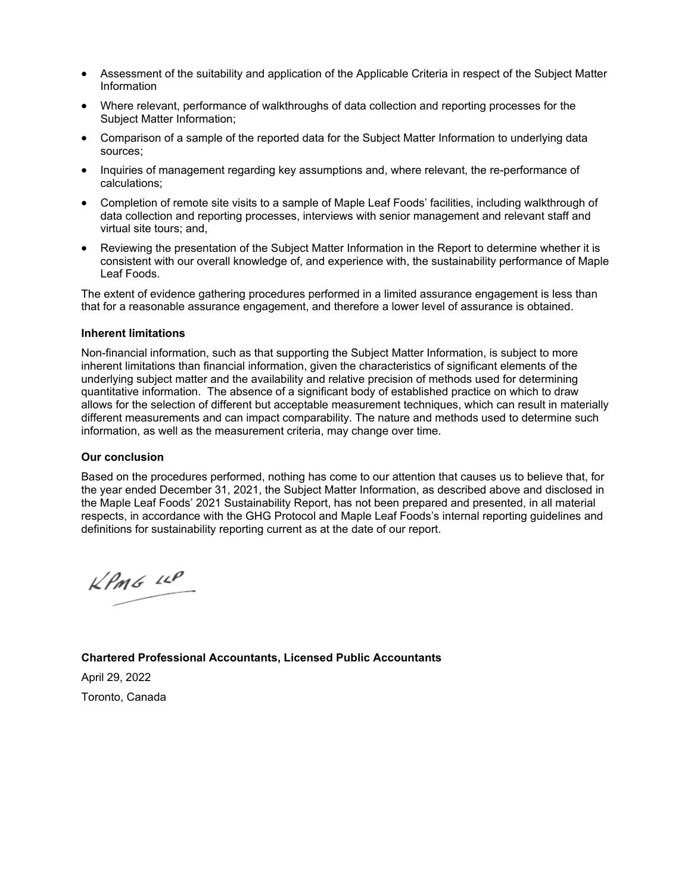- Assessment of the suitability and application of the Applicable Criteria in respect of the Subject Matter Information
- Where relevant, performance of walkthroughs of data collection and reporting processes for the Subject Matter Information;
- Comparison of a sample of the reported data for the Subject Matter Information to underlying data sources;
- Inquiries of management regarding key assumptions and, where relevant, the re-performance of calculations;
- Completion of remote site visits to a sample of Maple Leaf Foods' facilities, including walkthrough of data collection and reporting processes, interviews with senior management and relevant staff and virtual site tours; and,
- Reviewing the presentation of the Subject Matter Information in the Report to determine whether it is consistent with our overall knowledge of, and experience with, the sustainability performance of Maple Leaf Foods.

The extent of evidence gathering procedures performed in a limited assurance engagement is less than that for a reasonable assurance engagement, and therefore a lower level of assurance is obtained.

**Inherent limitations**

Non-financial information, such as that supporting the Subject Matter Information, is subject to more inherent limitations than financial information, given the characteristics of significant elements of the underlying subject matter and the availability and relative precision of methods used for determining quantitative information. The absence of a significant body of established practice on which to draw allows for the selection of different but acceptable measurement techniques, which can result in materially different measurements and can impact comparability. The nature and methods used to determine such information, as well as the measurement criteria, may change over time.

**Our conclusion**

Based on the procedures performed, nothing has come to our attention that causes us to believe that, for the year ended December 31, 2021, the Subject Matter Information, as described above and disclosed in the Maple Leaf Foods' 2021 Sustainability Report, has not been prepared and presented, in all material respects, in accordance with the GHG Protocol and Maple Leaf Foods's internal reporting guidelines and definitions for sustainability reporting current as at the date of our report.

KPMG LLP

**Chartered Professional Accountants, Licensed Public Accountants**

April 29, 2022

Toronto, Canada